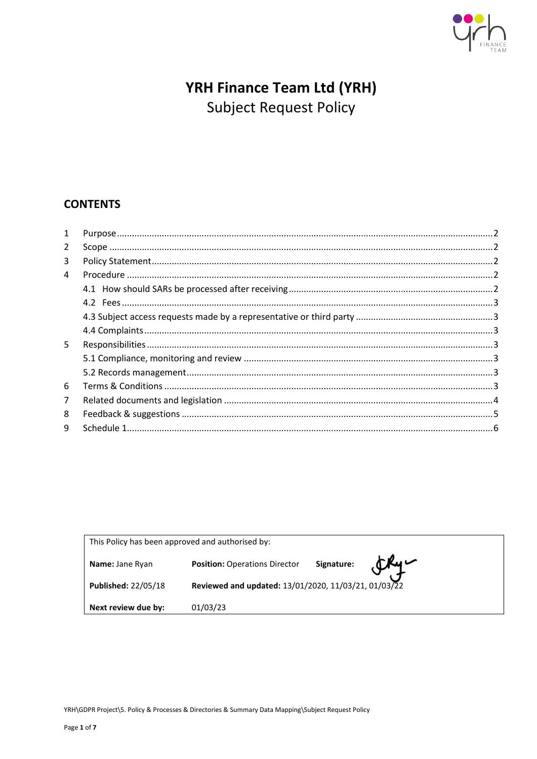# YRH Finance Team Ltd (YRH)

## Subject Request Policy

## CONTENTS

| | | |
|---|---|---|
| 1 | Purpose | 2 |
| 2 | Scope | 2 |
| 3 | Policy Statement | 2 |
| 4 | Procedure | 2 |
| | 4.1 How should SARs be processed after receiving | 2 |
| | 4.2 Fees | 3 |
| | 4.3 Subject access requests made by a representative or third party | 3 |
| | 4.4 Complaints | 3 |
| 5 | Responsibilities | 3 |
| | 5.1 Compliance, monitoring and review | 3 |
| | 5.2 Records management | 3 |
| 6 | Terms & Conditions | 3 |
| 7 | Related documents and legislation | 4 |
| 8 | Feedback & suggestions | 5 |
| 9 | Schedule 1 | 6 |

| This Policy has been approved and authorised by: | | |
|---|---|---|
| **Name:** Jane Ryan | **Position:** Operations Director | **Signature:** |
| **Published:** 22/05/18 | **Reviewed and updated:** 13/01/2020, 11/03/21, 01/03/22 | |
| **Next review due by:** | 01/03/23 | |

YRH\GDPR Project\5. Policy & Processes & Directories & Summary Data Mapping\Subject Request Policy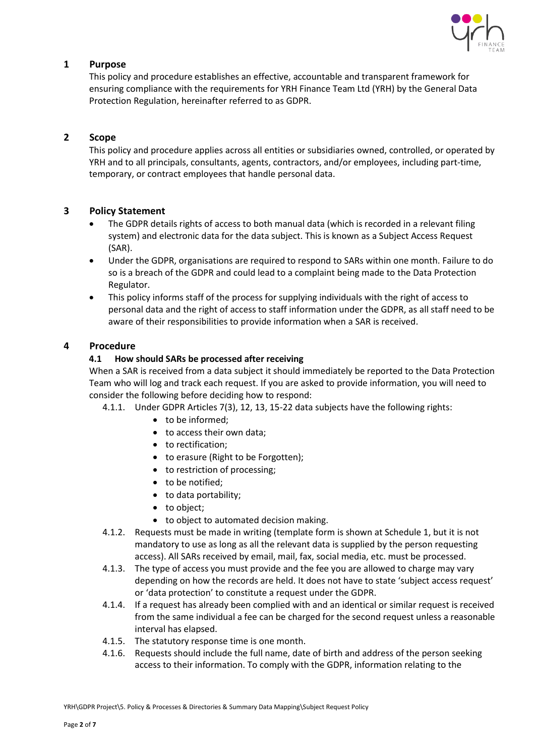## 1 Purpose

This policy and procedure establishes an effective, accountable and transparent framework for ensuring compliance with the requirements for YRH Finance Team Ltd (YRH) by the General Data Protection Regulation, hereinafter referred to as GDPR.

## 2 Scope

This policy and procedure applies across all entities or subsidiaries owned, controlled, or operated by YRH and to all principals, consultants, agents, contractors, and/or employees, including part-time, temporary, or contract employees that handle personal data.

## 3 Policy Statement

- The GDPR details rights of access to both manual data (which is recorded in a relevant filing system) and electronic data for the data subject. This is known as a Subject Access Request (SAR).
- Under the GDPR, organisations are required to respond to SARs within one month. Failure to do so is a breach of the GDPR and could lead to a complaint being made to the Data Protection Regulator.
- This policy informs staff of the process for supplying individuals with the right of access to personal data and the right of access to staff information under the GDPR, as all staff need to be aware of their responsibilities to provide information when a SAR is received.

## 4 Procedure

### 4.1 How should SARs be processed after receiving

When a SAR is received from a data subject it should immediately be reported to the Data Protection Team who will log and track each request. If you are asked to provide information, you will need to consider the following before deciding how to respond:

4.1.1. Under GDPR Articles 7(3), 12, 13, 15-22 data subjects have the following rights:

- to be informed;
- to access their own data;
- to rectification;
- to erasure (Right to be Forgotten);
- to restriction of processing;
- to be notified;
- to data portability;
- to object;
- to object to automated decision making.

4.1.2. Requests must be made in writing (template form is shown at Schedule 1, but it is not mandatory to use as long as all the relevant data is supplied by the person requesting access). All SARs received by email, mail, fax, social media, etc. must be processed.

4.1.3. The type of access you must provide and the fee you are allowed to charge may vary depending on how the records are held. It does not have to state 'subject access request' or 'data protection' to constitute a request under the GDPR.

4.1.4. If a request has already been complied with and an identical or similar request is received from the same individual a fee can be charged for the second request unless a reasonable interval has elapsed.

4.1.5. The statutory response time is one month.

4.1.6. Requests should include the full name, date of birth and address of the person seeking access to their information. To comply with the GDPR, information relating to the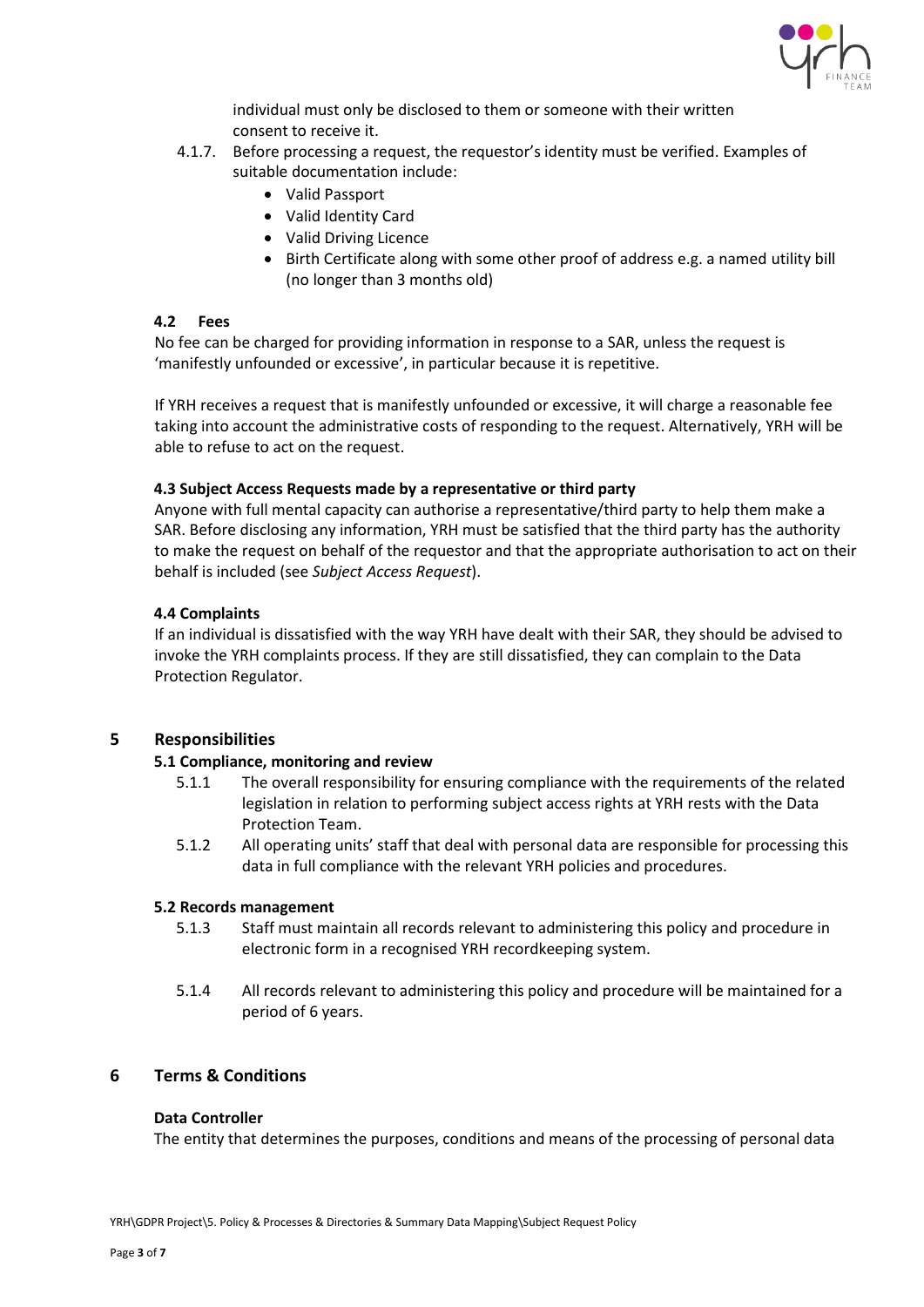individual must only be disclosed to them or someone with their written consent to receive it.

4.1.7. Before processing a request, the requestor's identity must be verified. Examples of suitable documentation include:

- Valid Passport
- Valid Identity Card
- Valid Driving Licence
- Birth Certificate along with some other proof of address e.g. a named utility bill (no longer than 3 months old)

### 4.2 Fees

No fee can be charged for providing information in response to a SAR, unless the request is 'manifestly unfounded or excessive', in particular because it is repetitive.

If YRH receives a request that is manifestly unfounded or excessive, it will charge a reasonable fee taking into account the administrative costs of responding to the request. Alternatively, YRH will be able to refuse to act on the request.

### 4.3 Subject Access Requests made by a representative or third party

Anyone with full mental capacity can authorise a representative/third party to help them make a SAR. Before disclosing any information, YRH must be satisfied that the third party has the authority to make the request on behalf of the requestor and that the appropriate authorisation to act on their behalf is included (see *Subject Access Request*).

### 4.4 Complaints

If an individual is dissatisfied with the way YRH have dealt with their SAR, they should be advised to invoke the YRH complaints process. If they are still dissatisfied, they can complain to the Data Protection Regulator.

## 5 Responsibilities

### 5.1 Compliance, monitoring and review

5.1.1 The overall responsibility for ensuring compliance with the requirements of the related legislation in relation to performing subject access rights at YRH rests with the Data Protection Team.

5.1.2 All operating units' staff that deal with personal data are responsible for processing this data in full compliance with the relevant YRH policies and procedures.

### 5.2 Records management

5.1.3 Staff must maintain all records relevant to administering this policy and procedure in electronic form in a recognised YRH recordkeeping system.

5.1.4 All records relevant to administering this policy and procedure will be maintained for a period of 6 years.

## 6 Terms & Conditions

**Data Controller**

The entity that determines the purposes, conditions and means of the processing of personal data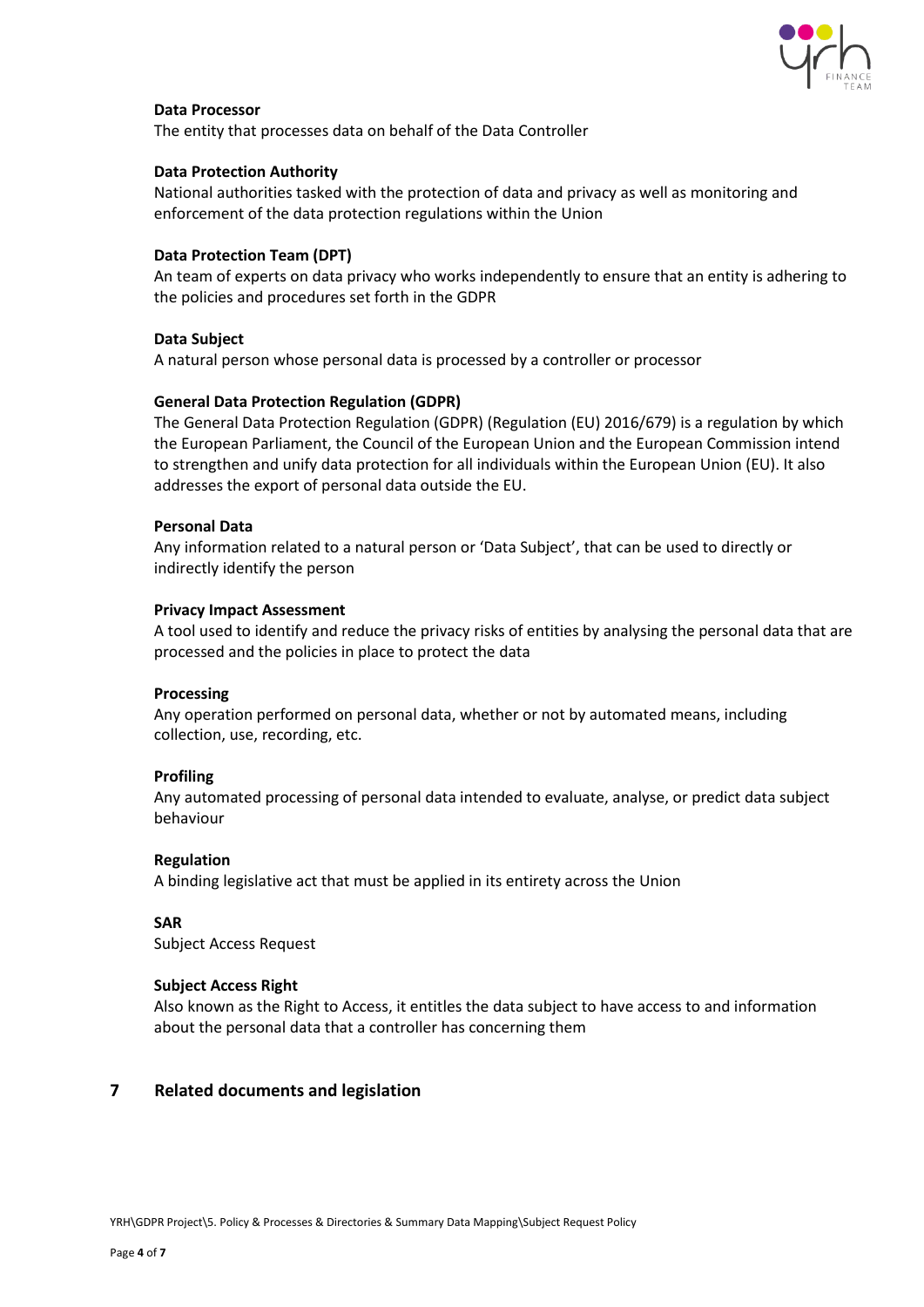**Data Processor**

The entity that processes data on behalf of the Data Controller

**Data Protection Authority**

National authorities tasked with the protection of data and privacy as well as monitoring and enforcement of the data protection regulations within the Union

**Data Protection Team (DPT)**

An team of experts on data privacy who works independently to ensure that an entity is adhering to the policies and procedures set forth in the GDPR

**Data Subject**

A natural person whose personal data is processed by a controller or processor

**General Data Protection Regulation (GDPR)**

The General Data Protection Regulation (GDPR) (Regulation (EU) 2016/679) is a regulation by which the European Parliament, the Council of the European Union and the European Commission intend to strengthen and unify data protection for all individuals within the European Union (EU). It also addresses the export of personal data outside the EU.

**Personal Data**

Any information related to a natural person or 'Data Subject', that can be used to directly or indirectly identify the person

**Privacy Impact Assessment**

A tool used to identify and reduce the privacy risks of entities by analysing the personal data that are processed and the policies in place to protect the data

**Processing**

Any operation performed on personal data, whether or not by automated means, including collection, use, recording, etc.

**Profiling**

Any automated processing of personal data intended to evaluate, analyse, or predict data subject behaviour

**Regulation**

A binding legislative act that must be applied in its entirety across the Union

**SAR**

Subject Access Request

**Subject Access Right**

Also known as the Right to Access, it entitles the data subject to have access to and information about the personal data that a controller has concerning them

## 7 Related documents and legislation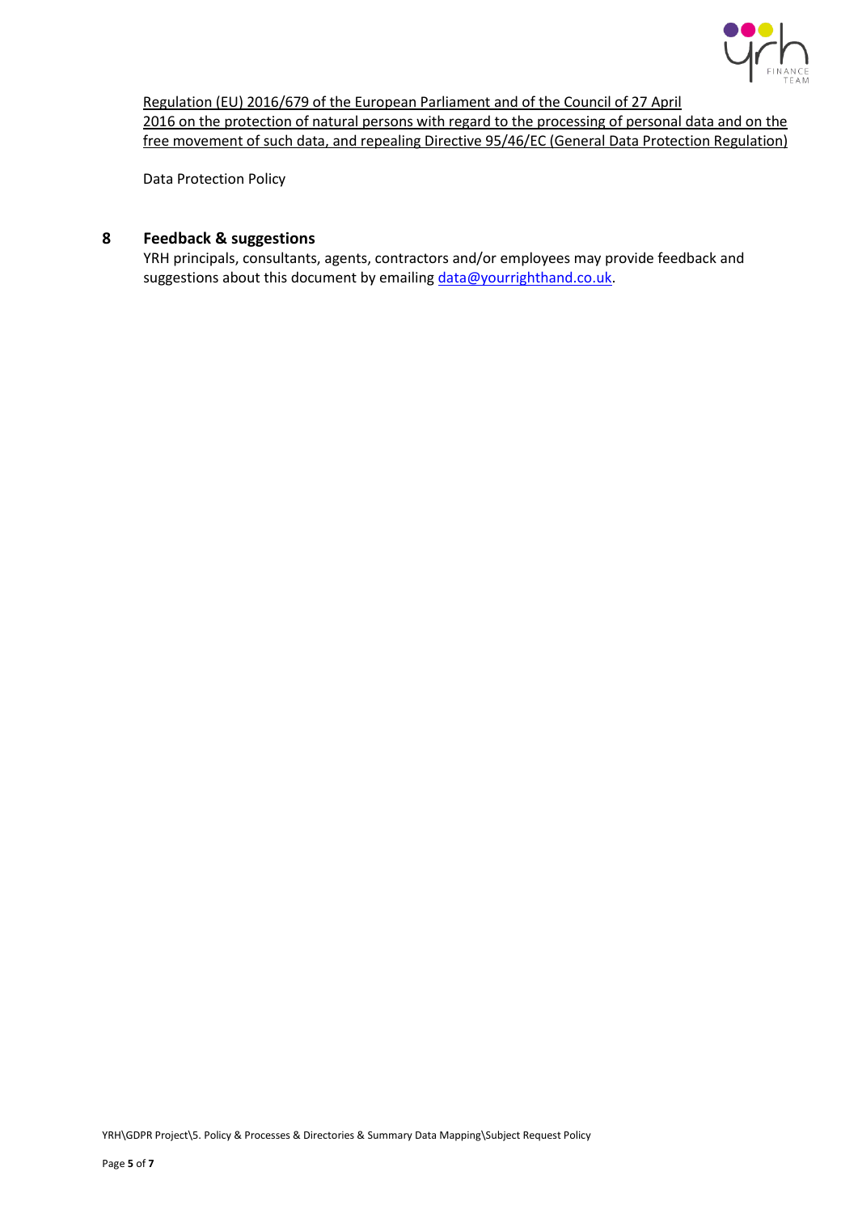Regulation (EU) 2016/679 of the European Parliament and of the Council of 27 April 2016 on the protection of natural persons with regard to the processing of personal data and on the free movement of such data, and repealing Directive 95/46/EC (General Data Protection Regulation)

Data Protection Policy

## 8 Feedback & suggestions

YRH principals, consultants, agents, contractors and/or employees may provide feedback and suggestions about this document by emailing data@yourrighthand.co.uk.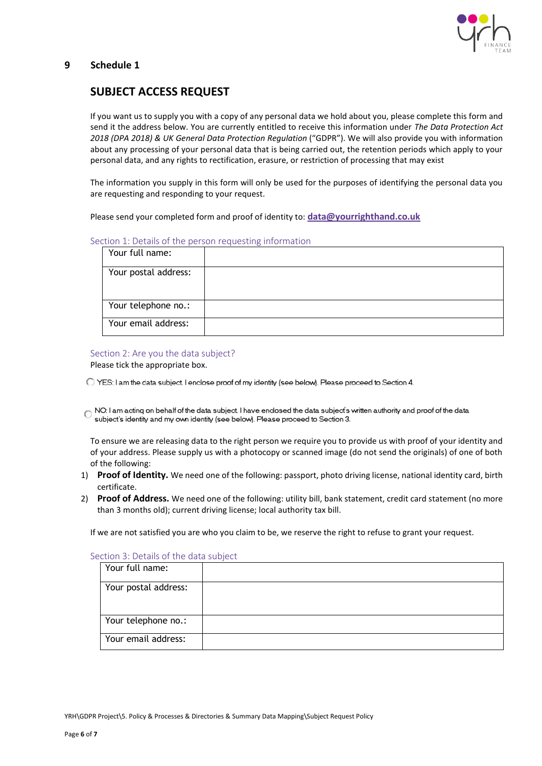# 9 Schedule 1

## SUBJECT ACCESS REQUEST

If you want us to supply you with a copy of any personal data we hold about you, please complete this form and send it the address below. You are currently entitled to receive this information under *The Data Protection Act 2018 (DPA 2018) & UK General Data Protection Regulation* ("GDPR"). We will also provide you with information about any processing of your personal data that is being carried out, the retention periods which apply to your personal data, and any rights to rectification, erasure, or restriction of processing that may exist

The information you supply in this form will only be used for the purposes of identifying the personal data you are requesting and responding to your request.

Please send your completed form and proof of identity to: **data@yourrighthand.co.uk**

### Section 1: Details of the person requesting information

| Your full name: | |
|---|---|
| Your postal address: | |
| Your telephone no.: | |
| Your email address: | |

### Section 2: Are you the data subject?

Please tick the appropriate box.

○ YES: I am the data subject. I enclose proof of my identity (see below). Please proceed to Section 4.

○ NO: I am acting on behalf of the data subject. I have enclosed the data subject's written authority and proof of the data subject's identity and my own identity (see below). Please proceed to Section 3.

To ensure we are releasing data to the right person we require you to provide us with proof of your identity and of your address. Please supply us with a photocopy or scanned image (do not send the originals) of one of both of the following:

1) **Proof of Identity.** We need one of the following: passport, photo driving license, national identity card, birth certificate.
2) **Proof of Address.** We need one of the following: utility bill, bank statement, credit card statement (no more than 3 months old); current driving license; local authority tax bill.

If we are not satisfied you are who you claim to be, we reserve the right to refuse to grant your request.

### Section 3: Details of the data subject

| Your full name: | |
|---|---|
| Your postal address: | |
| Your telephone no.: | |
| Your email address: | |

YRH\GDPR Project\5. Policy & Processes & Directories & Summary Data Mapping\Subject Request Policy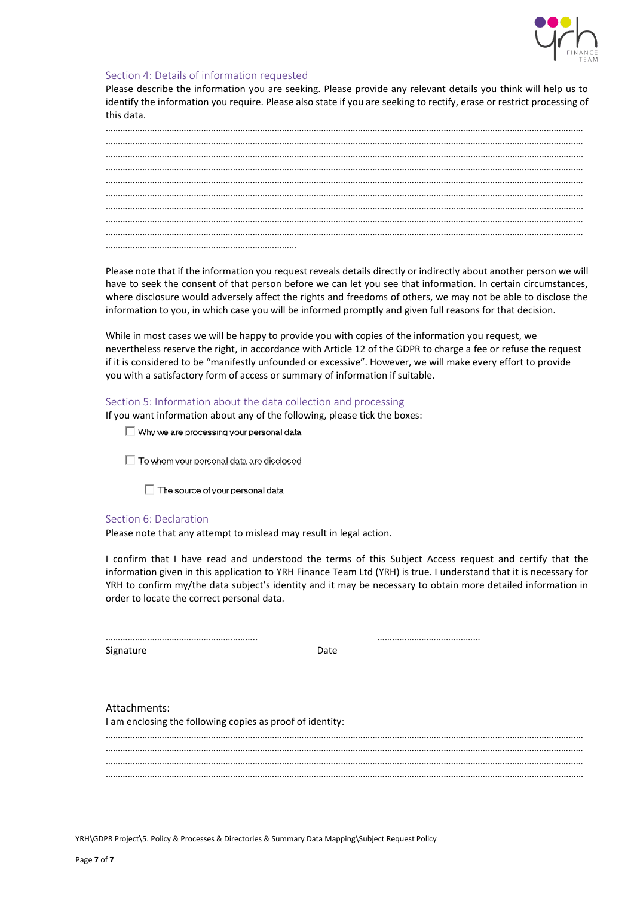## Section 4: Details of information requested

Please describe the information you are seeking. Please provide any relevant details you think will help us to identify the information you require. Please also state if you are seeking to rectify, erase or restrict processing of this data.

……………………………………………………………………………………………………………………………………………………………
……………………………………………………………………………………………………………………………………………………………
……………………………………………………………………………………………………………………………………………………………
……………………………………………………………………………………………………………………………………………………………
……………………………………………………………………………………………………………………………………………………………
……………………………………………………………………………………………………………………………………………………………
……………………………………………………………………………………………………………………………………………………………
……………………………………………………………………………………………………………………………………………………………
……………………………………………………………………………………………………………………………………………………………
……………………………………………………………………

Please note that if the information you request reveals details directly or indirectly about another person we will have to seek the consent of that person before we can let you see that information. In certain circumstances, where disclosure would adversely affect the rights and freedoms of others, we may not be able to disclose the information to you, in which case you will be informed promptly and given full reasons for that decision.

While in most cases we will be happy to provide you with copies of the information you request, we nevertheless reserve the right, in accordance with Article 12 of the GDPR to charge a fee or refuse the request if it is considered to be "manifestly unfounded or excessive". However, we will make every effort to provide you with a satisfactory form of access or summary of information if suitable.

## Section 5: Information about the data collection and processing

If you want information about any of the following, please tick the boxes:

- ☐ Why we are processing your personal data
- ☐ To whom your personal data are disclosed
- ☐ The source of your personal data

## Section 6: Declaration

Please note that any attempt to mislead may result in legal action.

I confirm that I have read and understood the terms of this Subject Access request and certify that the information given in this application to YRH Finance Team Ltd (YRH) is true. I understand that it is necessary for YRH to confirm my/the data subject's identity and it may be necessary to obtain more detailed information in order to locate the correct personal data.

…………………………………………………….. ……………………………………

Signature Date

Attachments:

I am enclosing the following copies as proof of identity:

……………………………………………………………………………………………………………………………………………………………
……………………………………………………………………………………………………………………………………………………………
……………………………………………………………………………………………………………………………………………………………
……………………………………………………………………………………………………………………………………………………………

YRH\GDPR Project\5. Policy & Processes & Directories & Summary Data Mapping\Subject Request Policy